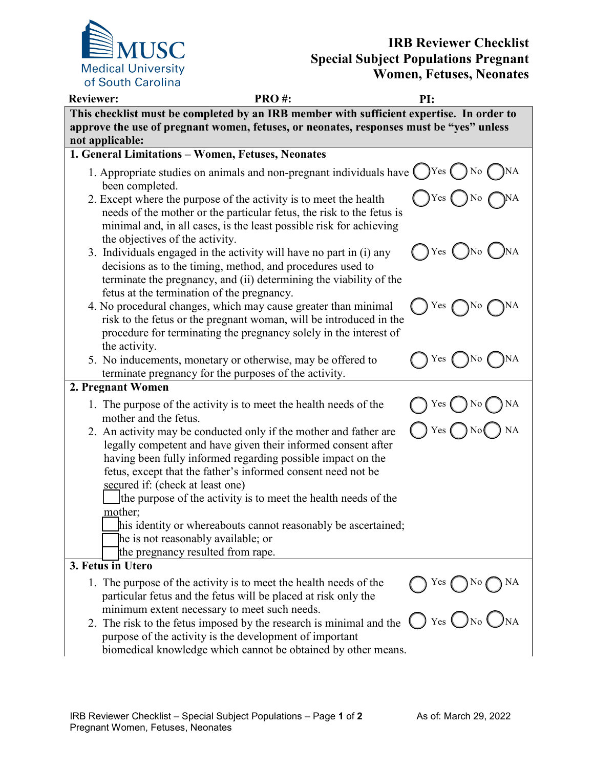**MUSC**
Medical University of South Carolina

# IRB Reviewer Checklist Special Subject Populations Pregnant Women, Fetuses, Neonates

**Reviewer:** **PRO #:** **PI:**

**This checklist must be completed by an IRB member with sufficient expertise. In order to approve the use of pregnant women, fetuses, or neonates, responses must be "yes" unless not applicable:**

## 1. General Limitations – Women, Fetuses, Neonates

1. Appropriate studies on animals and non-pregnant individuals have been completed. ◯ Yes ◯ No ◯ NA
2. Except where the purpose of the activity is to meet the health needs of the mother or the particular fetus, the risk to the fetus is minimal and, in all cases, is the least possible risk for achieving the objectives of the activity. ◯ Yes ◯ No ◯ NA
3. Individuals engaged in the activity will have no part in (i) any decisions as to the timing, method, and procedures used to terminate the pregnancy, and (ii) determining the viability of the fetus at the termination of the pregnancy. ◯ Yes ◯ No ◯ NA
4. No procedural changes, which may cause greater than minimal risk to the fetus or the pregnant woman, will be introduced in the procedure for terminating the pregnancy solely in the interest of the activity. ◯ Yes ◯ No ◯ NA
5. No inducements, monetary or otherwise, may be offered to terminate pregnancy for the purposes of the activity. ◯ Yes ◯ No ◯ NA

## 2. Pregnant Women

1. The purpose of the activity is to meet the health needs of the mother and the fetus. ◯ Yes ◯ No ◯ NA
2. An activity may be conducted only if the mother and father are legally competent and have given their informed consent after having been fully informed regarding possible impact on the fetus, except that the father's informed consent need not be secured if: (check at least one) ◯ Yes ◯ No ◯ NA
   - ☐ the purpose of the activity is to meet the health needs of the mother;
   - ☐ his identity or whereabouts cannot reasonably be ascertained;
   - ☐ he is not reasonably available; or
   - ☐ the pregnancy resulted from rape.

## 3. Fetus in Utero

1. The purpose of the activity is to meet the health needs of the particular fetus and the fetus will be placed at risk only the minimum extent necessary to meet such needs. ◯ Yes ◯ No ◯ NA
2. The risk to the fetus imposed by the research is minimal and the purpose of the activity is the development of important biomedical knowledge which cannot be obtained by other means. ◯ Yes ◯ No ◯ NA

IRB Reviewer Checklist – Special Subject Populations – Pregnant Women, Fetuses, Neonates — As of: March 29, 2022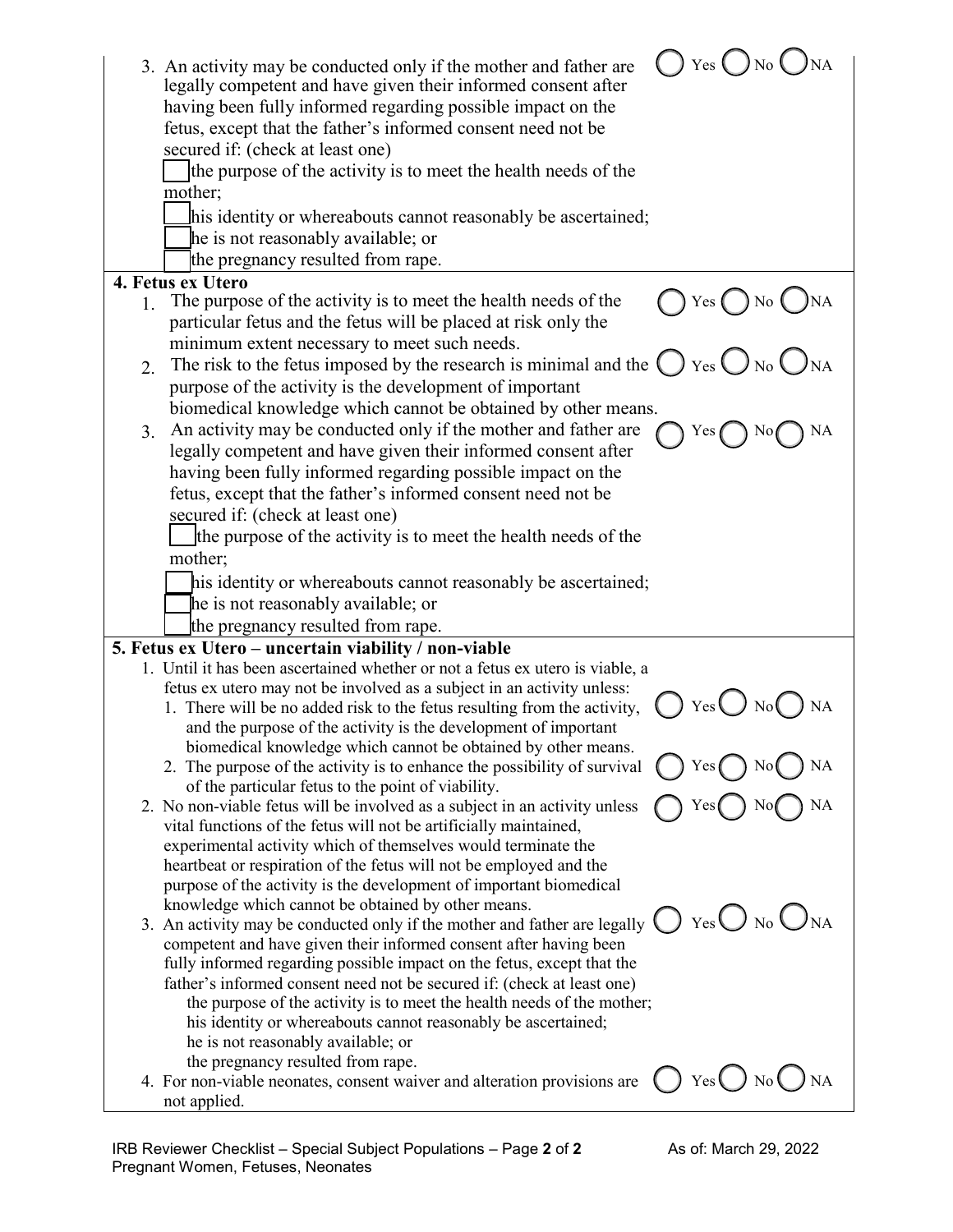3. An activity may be conducted only if the mother and father are legally competent and have given their informed consent after having been fully informed regarding possible impact on the fetus, except that the father's informed consent need not be secured if: (check at least one) ◯ Yes ◯ No ◯ NA
   - ☐ the purpose of the activity is to meet the health needs of the mother;
   - ☐ his identity or whereabouts cannot reasonably be ascertained;
   - ☐ he is not reasonably available; or
   - ☐ the pregnancy resulted from rape.

**4. Fetus ex Utero**

1. The purpose of the activity is to meet the health needs of the particular fetus and the fetus will be placed at risk only the minimum extent necessary to meet such needs. ◯ Yes ◯ No ◯ NA
2. The risk to the fetus imposed by the research is minimal and the purpose of the activity is the development of important biomedical knowledge which cannot be obtained by other means. ◯ Yes ◯ No ◯ NA
3. An activity may be conducted only if the mother and father are legally competent and have given their informed consent after having been fully informed regarding possible impact on the fetus, except that the father's informed consent need not be secured if: (check at least one) ◯ Yes ◯ No ◯ NA
   - ☐ the purpose of the activity is to meet the health needs of the mother;
   - ☐ his identity or whereabouts cannot reasonably be ascertained;
   - ☐ he is not reasonably available; or
   - ☐ the pregnancy resulted from rape.

**5. Fetus ex Utero – uncertain viability / non-viable**

1. Until it has been ascertained whether or not a fetus ex utero is viable, a fetus ex utero may not be involved as a subject in an activity unless:
   1. There will be no added risk to the fetus resulting from the activity, and the purpose of the activity is the development of important biomedical knowledge which cannot be obtained by other means. ◯ Yes ◯ No ◯ NA
   2. The purpose of the activity is to enhance the possibility of survival of the particular fetus to the point of viability. ◯ Yes ◯ No ◯ NA
2. No non-viable fetus will be involved as a subject in an activity unless vital functions of the fetus will not be artificially maintained, experimental activity which of themselves would terminate the heartbeat or respiration of the fetus will not be employed and the purpose of the activity is the development of important biomedical knowledge which cannot be obtained by other means. ◯ Yes ◯ No ◯ NA
3. An activity may be conducted only if the mother and father are legally competent and have given their informed consent after having been fully informed regarding possible impact on the fetus, except that the father's informed consent need not be secured if: (check at least one) ◯ Yes ◯ No ◯ NA
   - the purpose of the activity is to meet the health needs of the mother;
   - his identity or whereabouts cannot reasonably be ascertained;
   - he is not reasonably available; or
   - the pregnancy resulted from rape.
4. For non-viable neonates, consent waiver and alteration provisions are not applied. ◯ Yes ◯ No ◯ NA

IRB Reviewer Checklist – Special Subject Populations – Pregnant Women, Fetuses, Neonates

As of: March 29, 2022